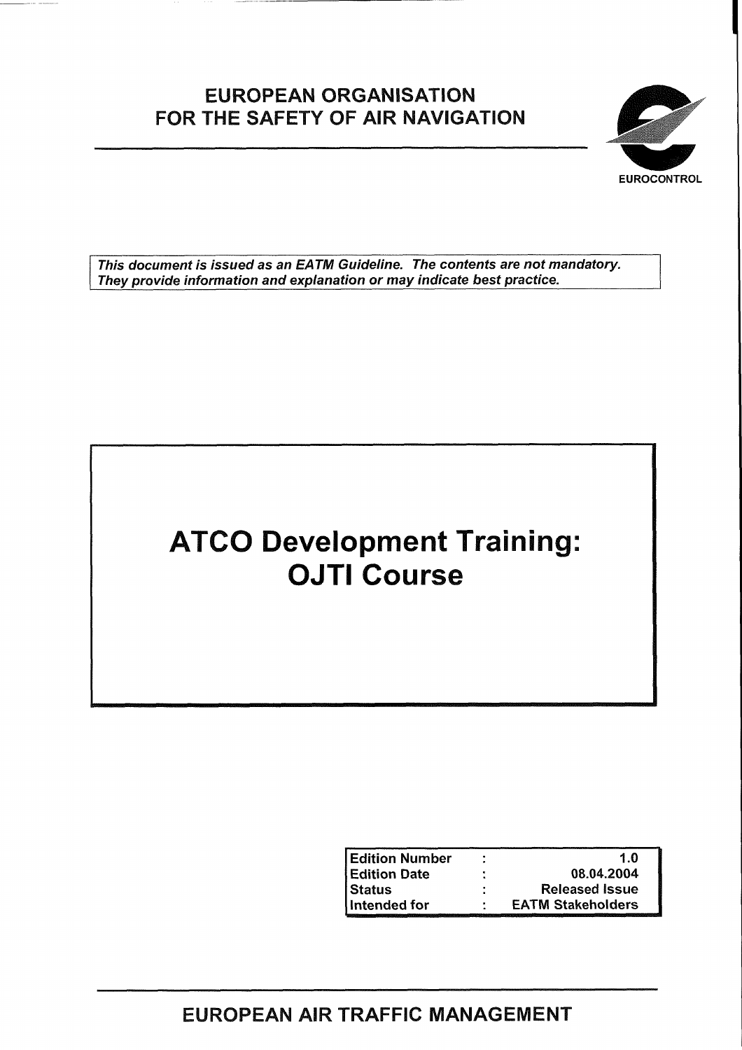**EUROPEAN ORGANISATION FOR THE SAFETY OF AIR NAVIGATION**

**EUROCONTROL**

*This document is issued as an EATM Guideline. The contents are not mandatory. They provide information and explanation or may indicate best practice.*

# ATCO Development Training: OJTI Course

| | | |
|---|---|---|
| Edition Number | : | 1.0 |
| Edition Date | : | 08.04.2004 |
| Status | : | Released Issue |
| Intended for | : | EATM Stakeholders |

**EUROPEAN AIR TRAFFIC MANAGEMENT**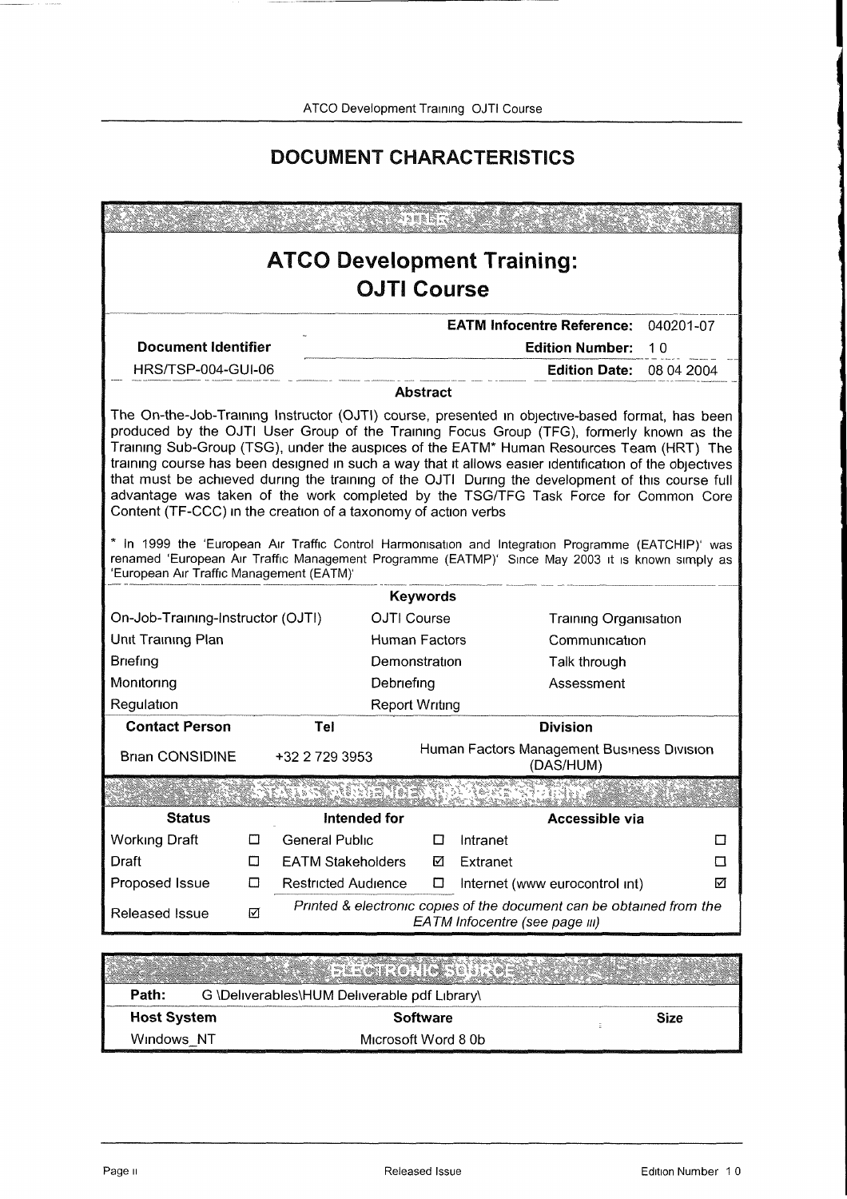# DOCUMENT CHARACTERISTICS

## TITLE

## ATCO Development Training: OJTI Course

| | | |
|---|---|---|
| | **EATM Infocentre Reference:** | 040201-07 |
| **Document Identifier** | **Edition Number:** | 1.0 |
| HRS/TSP-004-GUI-06 | **Edition Date:** | 08.04.2004 |

**Abstract**

The On-the-Job-Training Instructor (OJTI) course, presented in objective-based format, has been produced by the OJTI User Group of the Training Focus Group (TFG), formerly known as the Training Sub-Group (TSG), under the auspices of the EATM* Human Resources Team (HRT). The training course has been designed in such a way that it allows easier identification of the objectives that must be achieved during the training of the OJTI. During the development of this course full advantage was taken of the work completed by the TSG/TFG Task Force for Common Core Content (TF-CCC) in the creation of a taxonomy of action verbs.

* In 1999 the 'European Air Traffic Control Harmonisation and Integration Programme (EATCHIP)' was renamed 'European Air Traffic Management Programme (EATMP)'. Since May 2003 it is known simply as 'European Air Traffic Management (EATM)'.

**Keywords**

| | | |
|---|---|---|
| On-Job-Training-Instructor (OJTI) | OJTI Course | Training Organisation |
| Unit Training Plan | Human Factors | Communication |
| Briefing | Demonstration | Talk through |
| Monitoring | Debriefing | Assessment |
| Regulation | Report Writing | |

| Contact Person | Tel | Division |
|---|---|---|
| Brian CONSIDINE | +32 2 729 3953 | Human Factors Management Business Division (DAS/HUM) |

## STATUS, AUDIENCE AND ACCESSIBILITY

| Status | | Intended for | | Accessible via | |
|---|---|---|---|---|---|
| Working Draft | ☐ | General Public | ☐ | Intranet | ☐ |
| Draft | ☐ | EATM Stakeholders | ☑ | Extranet | ☐ |
| Proposed Issue | ☐ | Restricted Audience | ☐ | Internet (www.eurocontrol.int) | ☑ |
| Released Issue | ☑ | *Printed & electronic copies of the document can be obtained from the EATM Infocentre (see page iii)* | | | |

## ELECTRONIC SOURCE

**Path:** G:\Deliverables\HUM Deliverable pdf Library\

| Host System | Software | Size |
|---|---|---|
| Windows_NT | Microsoft Word 8.0b | |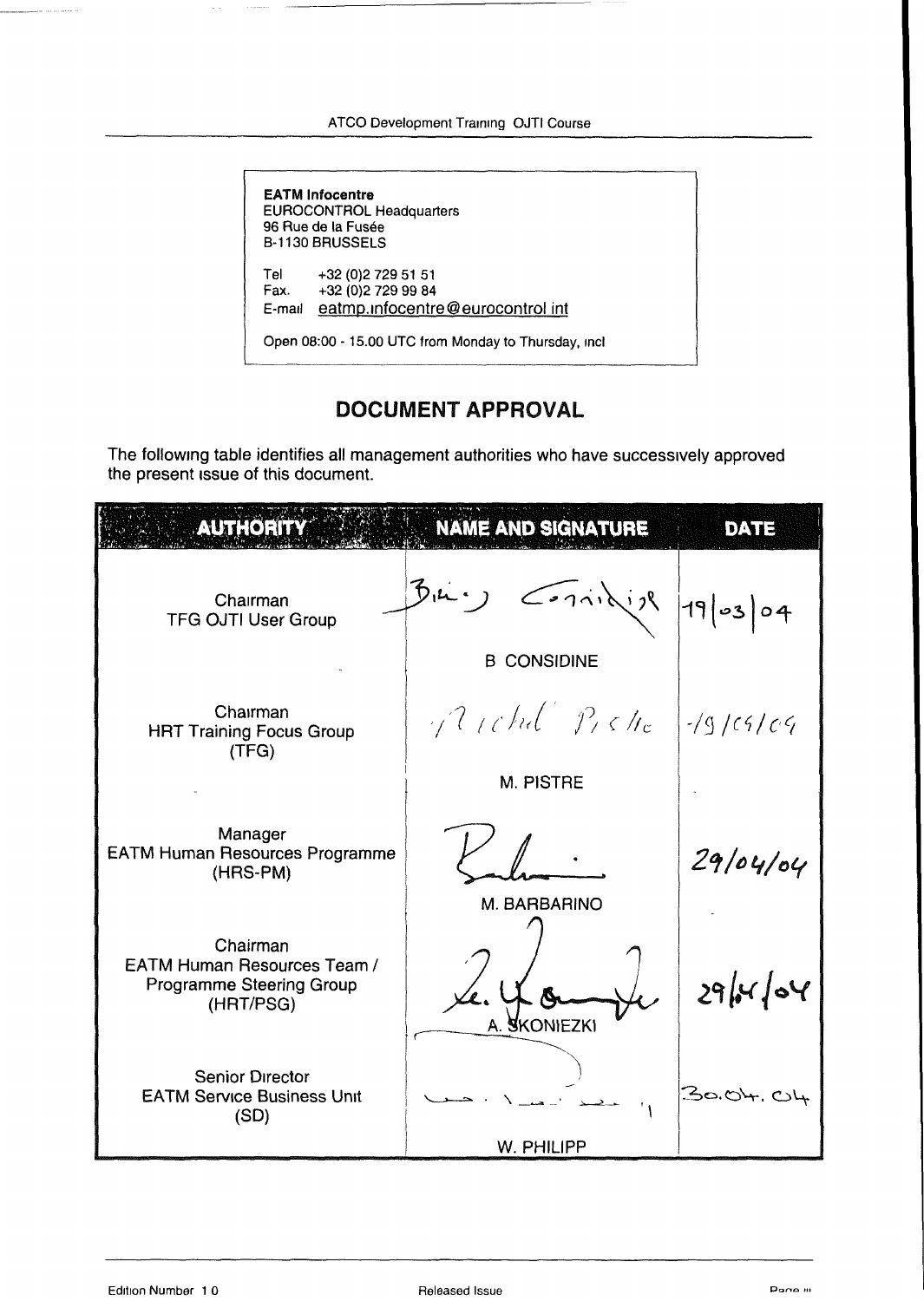**EATM Infocentre**
EUROCONTROL Headquarters
96 Rue de la Fusée
B-1130 BRUSSELS

Tel +32 (0)2 729 51 51
Fax. +32 (0)2 729 99 84
E-mail eatmp.infocentre@eurocontrol.int

Open 08:00 - 15.00 UTC from Monday to Thursday, incl

## DOCUMENT APPROVAL

The following table identifies all management authorities who have successively approved the present issue of this document.

| AUTHORITY | NAME AND SIGNATURE | DATE |
|---|---|---|
| Chairman<br>TFG OJTI User Group | B CONSIDINE | 19/03/04 |
| Chairman<br>HRT Training Focus Group<br>(TFG) | M. PISTRE | 19/04/04 |
| Manager<br>EATM Human Resources Programme<br>(HRS-PM) | M. BARBARINO | 29/04/04 |
| Chairman<br>EATM Human Resources Team /<br>Programme Steering Group<br>(HRT/PSG) | A. SKONIEZKI | 29/04/04 |
| Senior Director<br>EATM Service Business Unit<br>(SD) | W. PHILIPP | 30.04.04 |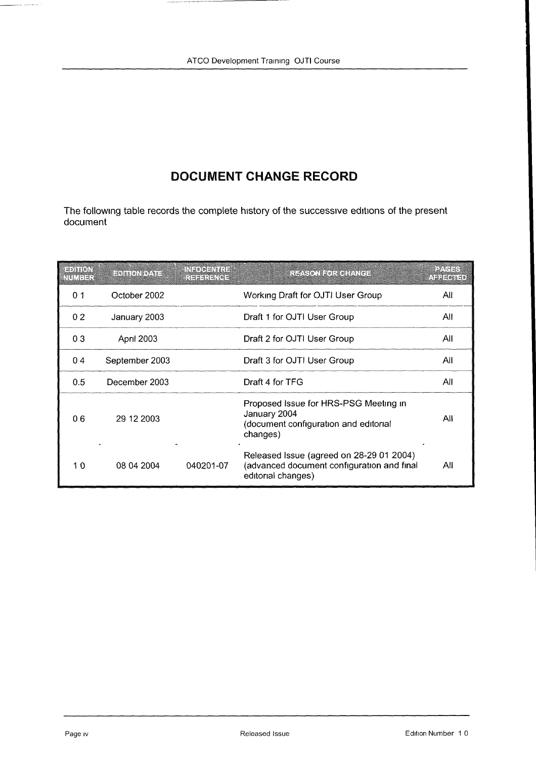# DOCUMENT CHANGE RECORD

The following table records the complete history of the successive editions of the present document

| EDITION NUMBER | EDITION DATE | INFOCENTRE REFERENCE | REASON FOR CHANGE | PAGES AFFECTED |
|---|---|---|---|---|
| 0 1 | October 2002 | | Working Draft for OJTI User Group | All |
| 0 2 | January 2003 | | Draft 1 for OJTI User Group | All |
| 0 3 | April 2003 | | Draft 2 for OJTI User Group | All |
| 0 4 | September 2003 | | Draft 3 for OJTI User Group | All |
| 0.5 | December 2003 | | Draft 4 for TFG | All |
| 0 6 | 29 12 2003 | | Proposed Issue for HRS-PSG Meeting in January 2004 (document configuration and editorial changes) | All |
| 1 0 | 08 04 2004 | 040201-07 | Released Issue (agreed on 28-29 01 2004) (advanced document configuration and final editorial changes) | All |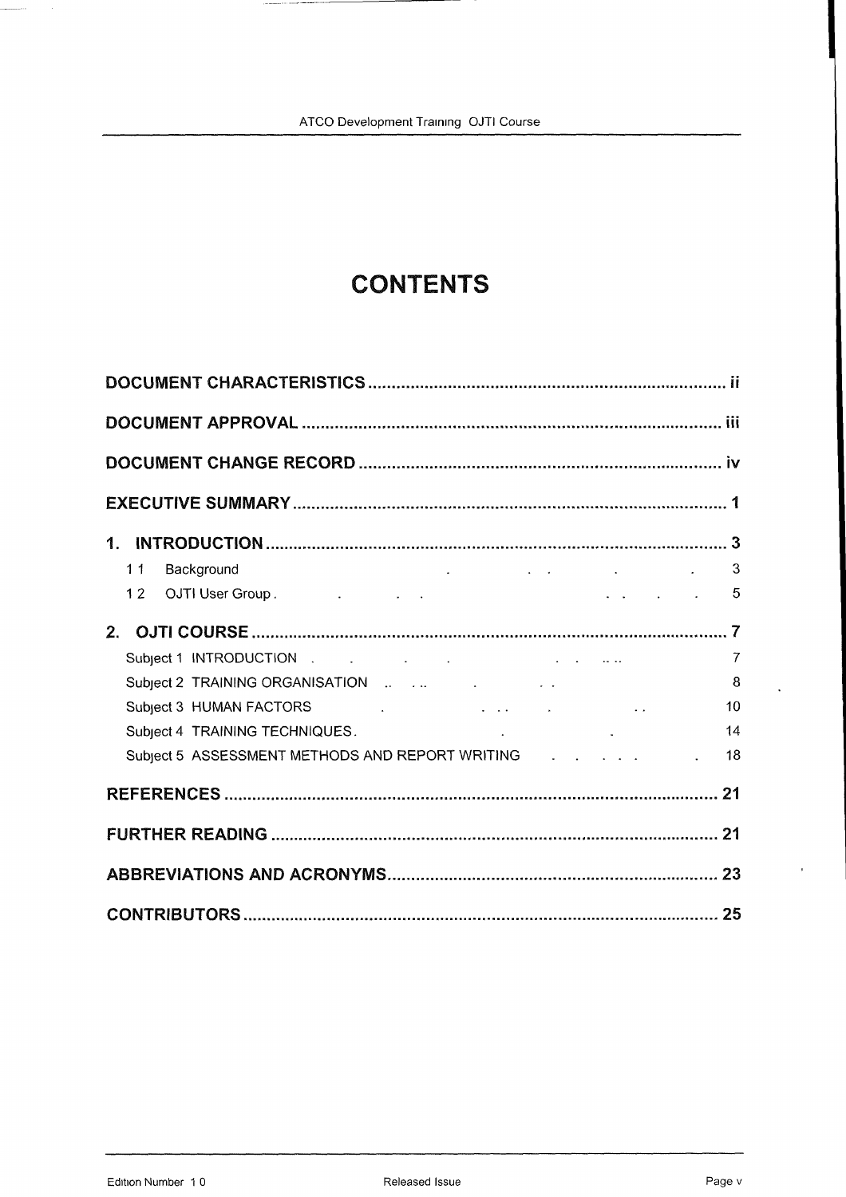# CONTENTS

**DOCUMENT CHARACTERISTICS** ........ ii

**DOCUMENT APPROVAL** ........ iii

**DOCUMENT CHANGE RECORD** ........ iv

**EXECUTIVE SUMMARY** ........ 1

**1. INTRODUCTION** ........ 3

- 1.1 Background ........ 3
- 1.2 OJTI User Group ........ 5

**2. OJTI COURSE** ........ 7

- Subject 1 INTRODUCTION ........ 7
- Subject 2 TRAINING ORGANISATION ........ 8
- Subject 3 HUMAN FACTORS ........ 10
- Subject 4 TRAINING TECHNIQUES ........ 14
- Subject 5 ASSESSMENT METHODS AND REPORT WRITING ........ 18

**REFERENCES** ........ 21

**FURTHER READING** ........ 21

**ABBREVIATIONS AND ACRONYMS** ........ 23

**CONTRIBUTORS** ........ 25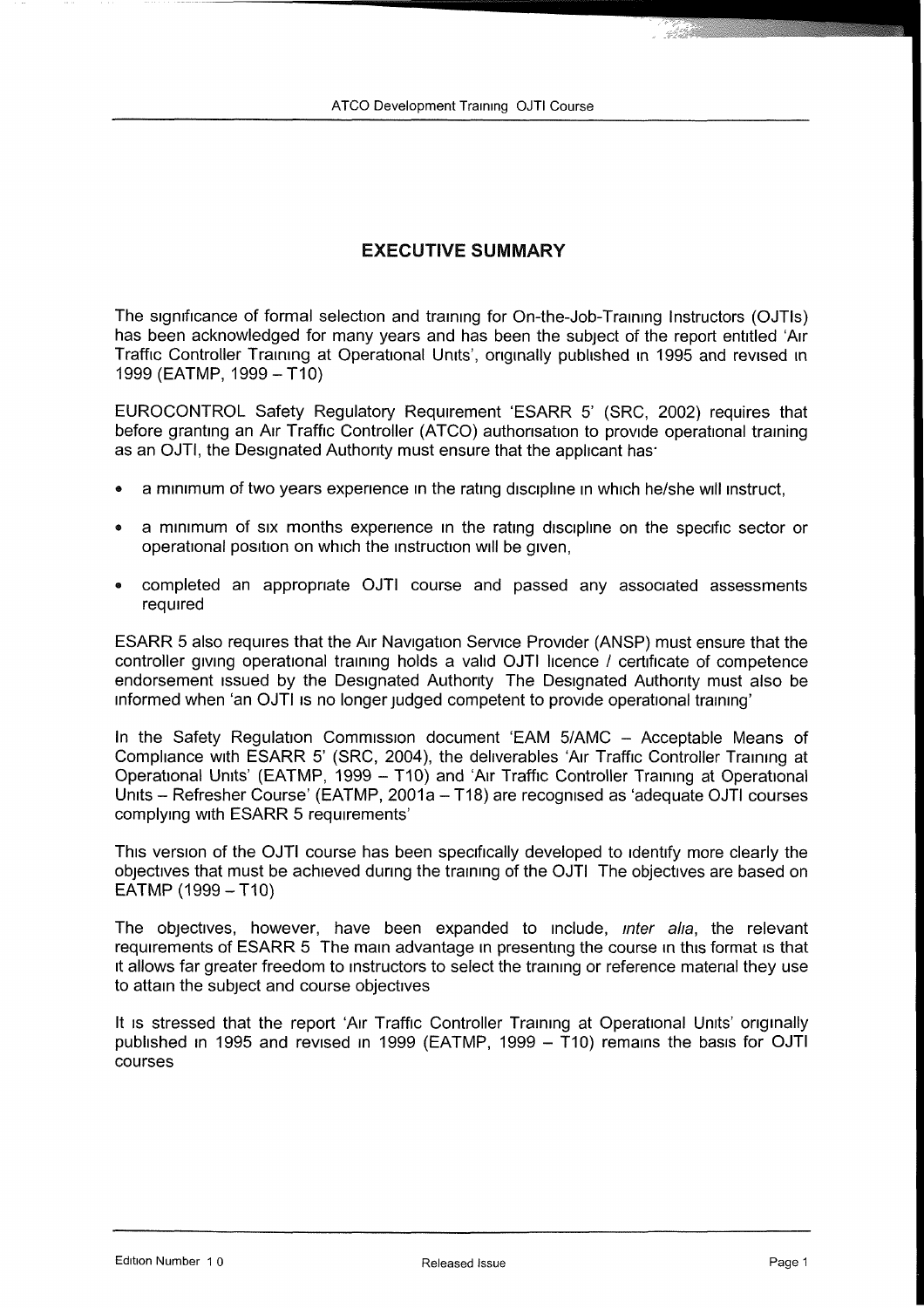# EXECUTIVE SUMMARY

The significance of formal selection and training for On-the-Job-Training Instructors (OJTIs) has been acknowledged for many years and has been the subject of the report entitled 'Air Traffic Controller Training at Operational Units', originally published in 1995 and revised in 1999 (EATMP, 1999 – T10)

EUROCONTROL Safety Regulatory Requirement 'ESARR 5' (SRC, 2002) requires that before granting an Air Traffic Controller (ATCO) authorisation to provide operational training as an OJTI, the Designated Authority must ensure that the applicant has:

- a minimum of two years experience in the rating discipline in which he/she will instruct,
- a minimum of six months experience in the rating discipline on the specific sector or operational position on which the instruction will be given,
- completed an appropriate OJTI course and passed any associated assessments required

ESARR 5 also requires that the Air Navigation Service Provider (ANSP) must ensure that the controller giving operational training holds a valid OJTI licence / certificate of competence endorsement issued by the Designated Authority The Designated Authority must also be informed when 'an OJTI is no longer judged competent to provide operational training'

In the Safety Regulation Commission document 'EAM 5/AMC – Acceptable Means of Compliance with ESARR 5' (SRC, 2004), the deliverables 'Air Traffic Controller Training at Operational Units' (EATMP, 1999 – T10) and 'Air Traffic Controller Training at Operational Units – Refresher Course' (EATMP, 2001a – T18) are recognised as 'adequate OJTI courses complying with ESARR 5 requirements'

This version of the OJTI course has been specifically developed to identify more clearly the objectives that must be achieved during the training of the OJTI The objectives are based on EATMP (1999 – T10)

The objectives, however, have been expanded to include, *inter alia*, the relevant requirements of ESARR 5 The main advantage in presenting the course in this format is that it allows far greater freedom to instructors to select the training or reference material they use to attain the subject and course objectives

It is stressed that the report 'Air Traffic Controller Training at Operational Units' originally published in 1995 and revised in 1999 (EATMP, 1999 – T10) remains the basis for OJTI courses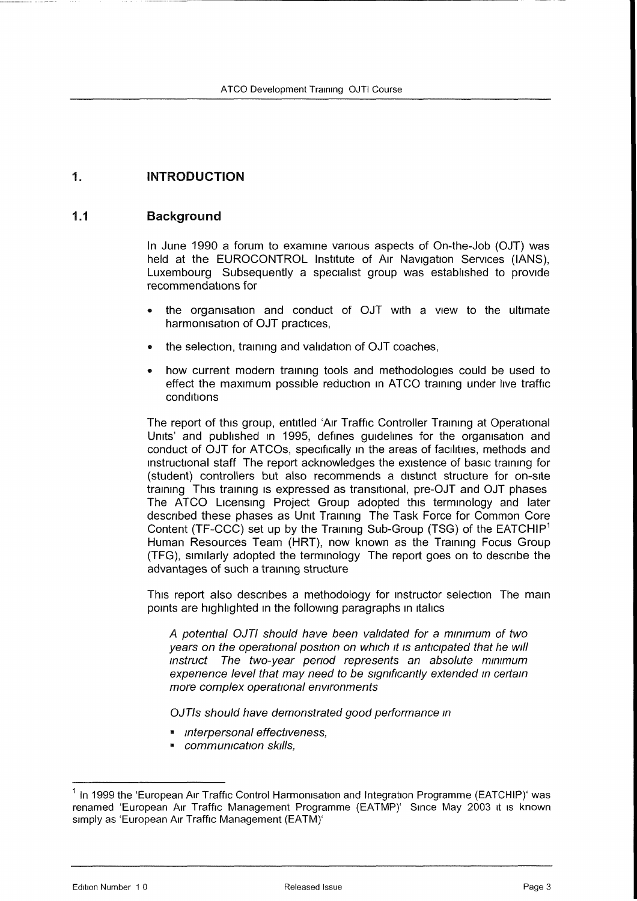# 1. INTRODUCTION

## 1.1 Background

In June 1990 a forum to examine various aspects of On-the-Job (OJT) was held at the EUROCONTROL Institute of Air Navigation Services (IANS), Luxembourg Subsequently a specialist group was established to provide recommendations for

- the organisation and conduct of OJT with a view to the ultimate harmonisation of OJT practices,
- the selection, training and validation of OJT coaches,
- how current modern training tools and methodologies could be used to effect the maximum possible reduction in ATCO training under live traffic conditions

The report of this group, entitled 'Air Traffic Controller Training at Operational Units' and published in 1995, defines guidelines for the organisation and conduct of OJT for ATCOs, specifically in the areas of facilities, methods and instructional staff The report acknowledges the existence of basic training for (student) controllers but also recommends a distinct structure for on-site training This training is expressed as transitional, pre-OJT and OJT phases The ATCO Licensing Project Group adopted this terminology and later described these phases as Unit Training The Task Force for Common Core Content (TF-CCC) set up by the Training Sub-Group (TSG) of the EATCHIP[1] Human Resources Team (HRT), now known as the Training Focus Group (TFG), similarly adopted the terminology The report goes on to describe the advantages of such a training structure

This report also describes a methodology for instructor selection The main points are highlighted in the following paragraphs in italics

> *A potential OJTI should have been validated for a minimum of two years on the operational position on which it is anticipated that he will instruct The two-year period represents an absolute minimum experience level that may need to be significantly extended in certain more complex operational environments*
>
> *OJTIs should have demonstrated good performance in*
>
> - *interpersonal effectiveness,*
> - *communication skills,*

[1] In 1999 the 'European Air Traffic Control Harmonisation and Integration Programme (EATCHIP)' was renamed 'European Air Traffic Management Programme (EATMP)' Since May 2003 it is known simply as 'European Air Traffic Management (EATM)'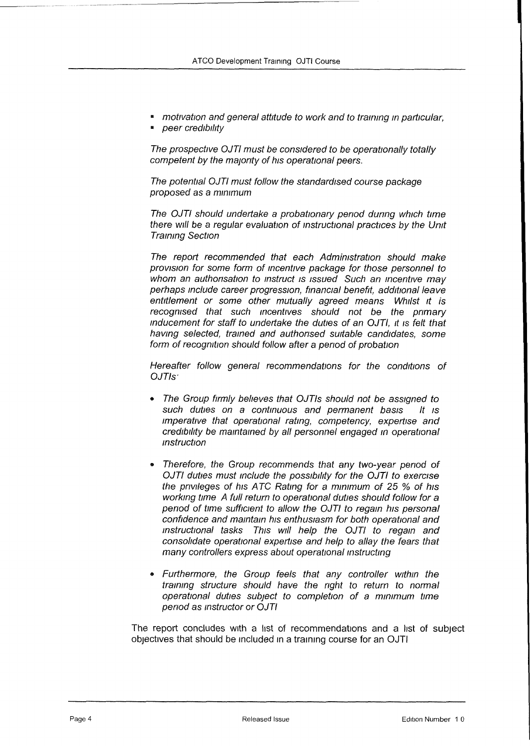- *motivation and general attitude to work and to training in particular,*
- *peer credibility*

*The prospective OJTI must be considered to be operationally totally competent by the majority of his operational peers.*

*The potential OJTI must follow the standardised course package proposed as a minimum*

*The OJTI should undertake a probationary period during which time there will be a regular evaluation of instructional practices by the Unit Training Section*

*The report recommended that each Administration should make provision for some form of incentive package for those personnel to whom an authorisation to instruct is issued Such an incentive may perhaps include career progression, financial benefit, additional leave entitlement or some other mutually agreed means Whilst it is recognised that such incentives should not be the primary inducement for staff to undertake the duties of an OJTI, it is felt that having selected, trained and authorised suitable candidates, some form of recognition should follow after a period of probation*

*Hereafter follow general recommendations for the conditions of OJTIs:*

- *The Group firmly believes that OJTIs should not be assigned to such duties on a continuous and permanent basis It is imperative that operational rating, competency, expertise and credibility be maintained by all personnel engaged in operational instruction*

- *Therefore, the Group recommends that any two-year period of OJTI duties must include the possibility for the OJTI to exercise the privileges of his ATC Rating for a minimum of 25 % of his working time A full return to operational duties should follow for a period of time sufficient to allow the OJTI to regain his personal confidence and maintain his enthusiasm for both operational and instructional tasks This will help the OJTI to regain and consolidate operational expertise and help to allay the fears that many controllers express about operational instructing*

- *Furthermore, the Group feels that any controller within the training structure should have the right to return to normal operational duties subject to completion of a minimum time period as instructor or OJTI*

The report concludes with a list of recommendations and a list of subject objectives that should be included in a training course for an OJTI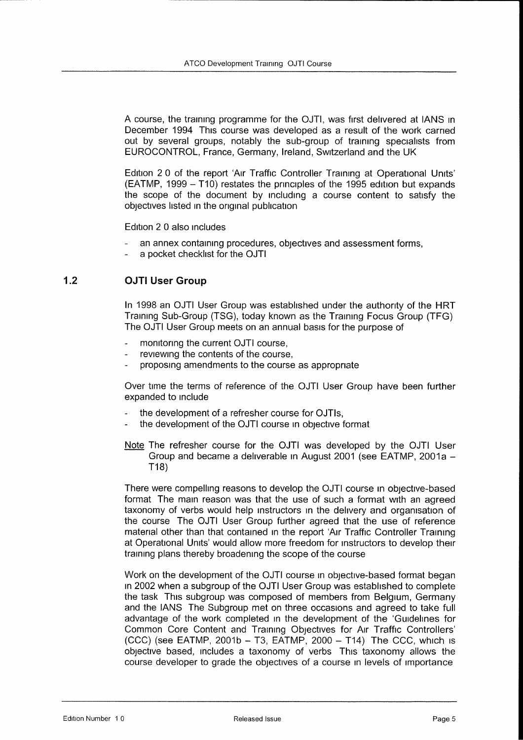A course, the training programme for the OJTI, was first delivered at IANS in December 1994 This course was developed as a result of the work carried out by several groups, notably the sub-group of training specialists from EUROCONTROL, France, Germany, Ireland, Switzerland and the UK

Edition 2 0 of the report 'Air Traffic Controller Training at Operational Units' (EATMP, 1999 – T10) restates the principles of the 1995 edition but expands the scope of the document by including a course content to satisfy the objectives listed in the original publication

Edition 2 0 also includes

- an annex containing procedures, objectives and assessment forms,
- a pocket checklist for the OJTI

## 1.2 OJTI User Group

In 1998 an OJTI User Group was established under the authority of the HRT Training Sub-Group (TSG), today known as the Training Focus Group (TFG) The OJTI User Group meets on an annual basis for the purpose of

- monitoring the current OJTI course,
- reviewing the contents of the course,
- proposing amendments to the course as appropriate

Over time the terms of reference of the OJTI User Group have been further expanded to include

- the development of a refresher course for OJTIs,
- the development of the OJTI course in objective format

Note The refresher course for the OJTI was developed by the OJTI User Group and became a deliverable in August 2001 (see EATMP, 2001a – T18)

There were compelling reasons to develop the OJTI course in objective-based format The main reason was that the use of such a format with an agreed taxonomy of verbs would help instructors in the delivery and organisation of the course The OJTI User Group further agreed that the use of reference material other than that contained in the report 'Air Traffic Controller Training at Operational Units' would allow more freedom for instructors to develop their training plans thereby broadening the scope of the course

Work on the development of the OJTI course in objective-based format began in 2002 when a subgroup of the OJTI User Group was established to complete the task This subgroup was composed of members from Belgium, Germany and the IANS The Subgroup met on three occasions and agreed to take full advantage of the work completed in the development of the 'Guidelines for Common Core Content and Training Objectives for Air Traffic Controllers' (CCC) (see EATMP, 2001b – T3, EATMP, 2000 – T14) The CCC, which is objective based, includes a taxonomy of verbs This taxonomy allows the course developer to grade the objectives of a course in levels of importance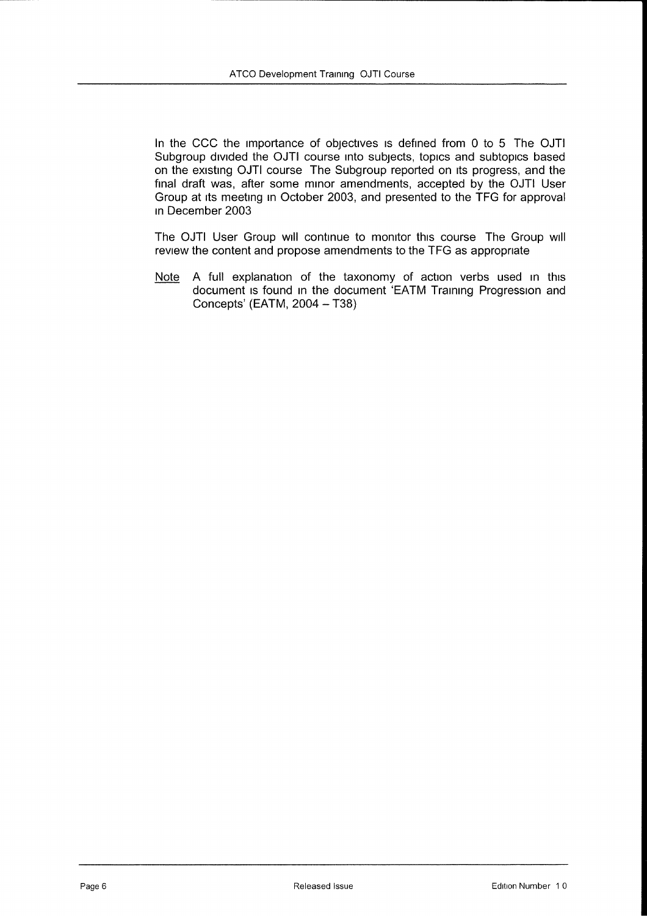In the CCC the importance of objectives is defined from 0 to 5 The OJTI Subgroup divided the OJTI course into subjects, topics and subtopics based on the existing OJTI course The Subgroup reported on its progress, and the final draft was, after some minor amendments, accepted by the OJTI User Group at its meeting in October 2003, and presented to the TFG for approval in December 2003

The OJTI User Group will continue to monitor this course The Group will review the content and propose amendments to the TFG as appropriate

<u>Note</u> A full explanation of the taxonomy of action verbs used in this document is found in the document 'EATM Training Progression and Concepts' (EATM, 2004 – T38)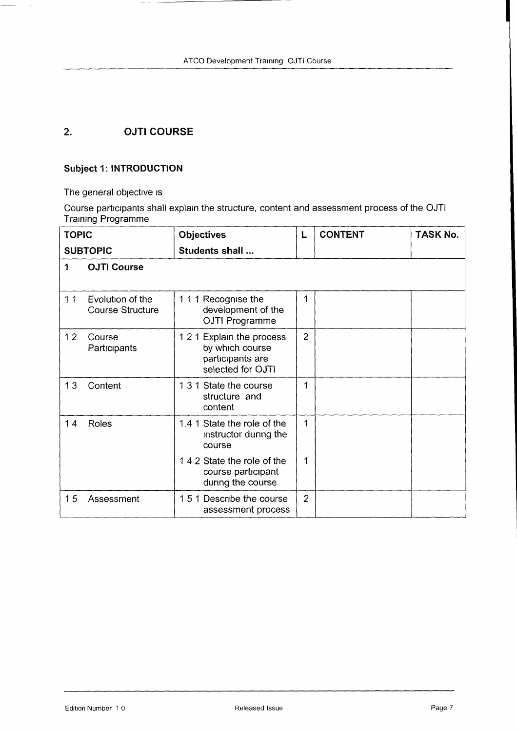## 2. OJTI COURSE

### Subject 1: INTRODUCTION

The general objective is

Course participants shall explain the structure, content and assessment process of the OJTI Training Programme

| TOPIC / SUBTOPIC | Objectives / Students shall ... | L | CONTENT | TASK No. |
|---|---|---|---|---|
| **1 OJTI Course** | | | | |
| 1 1 Evolution of the Course Structure | 1 1 1 Recognise the development of the OJTI Programme | 1 | | |
| 1 2 Course Participants | 1 2 1 Explain the process by which course participants are selected for OJTI | 2 | | |
| 1 3 Content | 1 3 1 State the course structure and content | 1 | | |
| 1 4 Roles | 1.4 1 State the role of the instructor during the course | 1 | | |
| | 1 4 2 State the role of the course participant during the course | 1 | | |
| 1 5 Assessment | 1 5 1 Describe the course assessment process | 2 | | |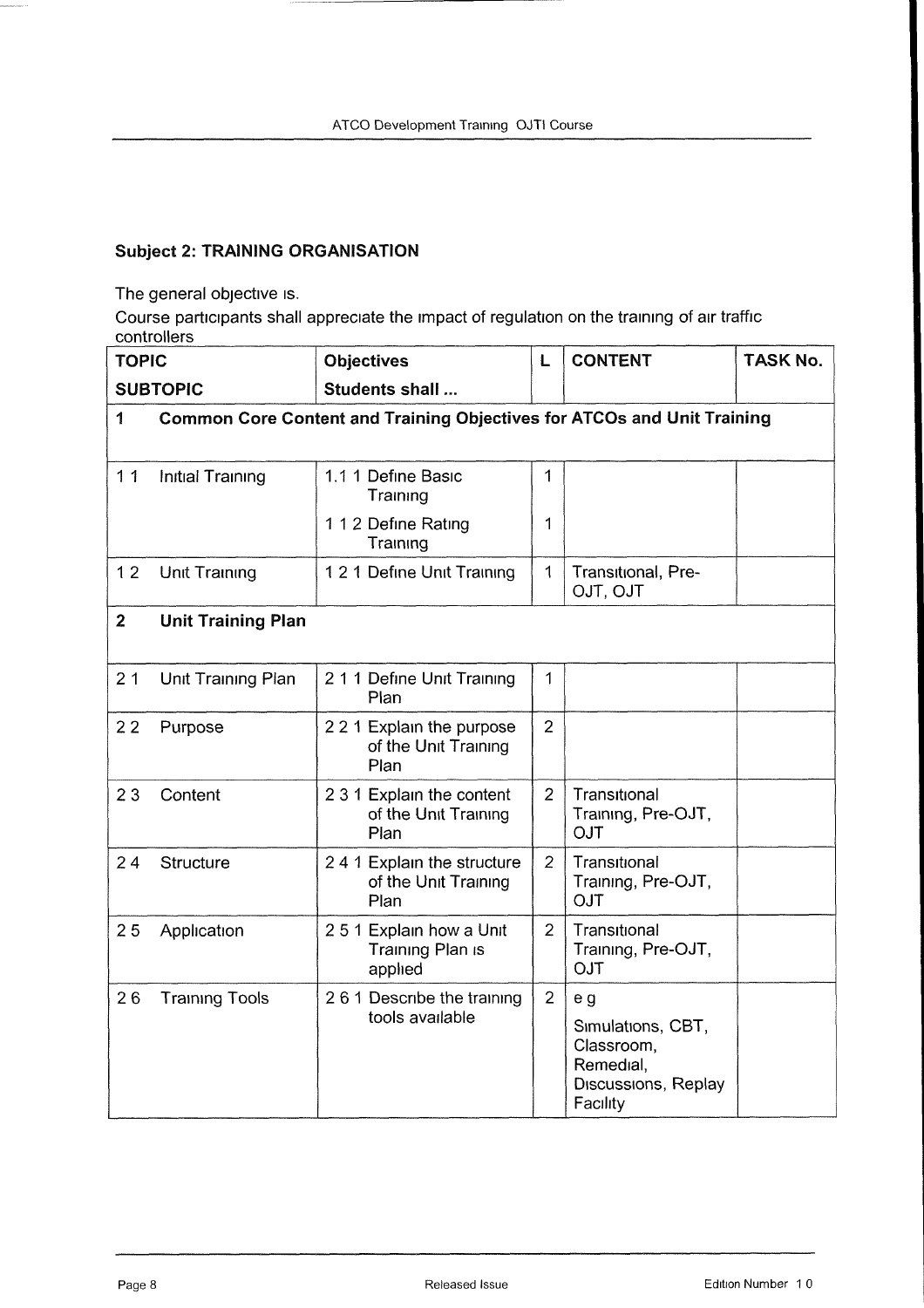## Subject 2: TRAINING ORGANISATION

The general objective is.

Course participants shall appreciate the impact of regulation on the training of air traffic controllers

| TOPIC<br>SUBTOPIC | Objectives<br>Students shall ... | L | CONTENT | TASK No. |
|---|---|---|---|---|
| **1 Common Core Content and Training Objectives for ATCOs and Unit Training** | | | | |
| 1 1 Initial Training | 1.1 1 Define Basic Training | 1 | | |
| | 1 1 2 Define Rating Training | 1 | | |
| 1 2 Unit Training | 1 2 1 Define Unit Training | 1 | Transitional, Pre-OJT, OJT | |
| **2 Unit Training Plan** | | | | |
| 2 1 Unit Training Plan | 2 1 1 Define Unit Training Plan | 1 | | |
| 2 2 Purpose | 2 2 1 Explain the purpose of the Unit Training Plan | 2 | | |
| 2 3 Content | 2 3 1 Explain the content of the Unit Training Plan | 2 | Transitional Training, Pre-OJT, OJT | |
| 2 4 Structure | 2 4 1 Explain the structure of the Unit Training Plan | 2 | Transitional Training, Pre-OJT, OJT | |
| 2 5 Application | 2 5 1 Explain how a Unit Training Plan is applied | 2 | Transitional Training, Pre-OJT, OJT | |
| 2 6 Training Tools | 2 6 1 Describe the training tools available | 2 | e g<br>Simulations, CBT, Classroom, Remedial, Discussions, Replay Facility | |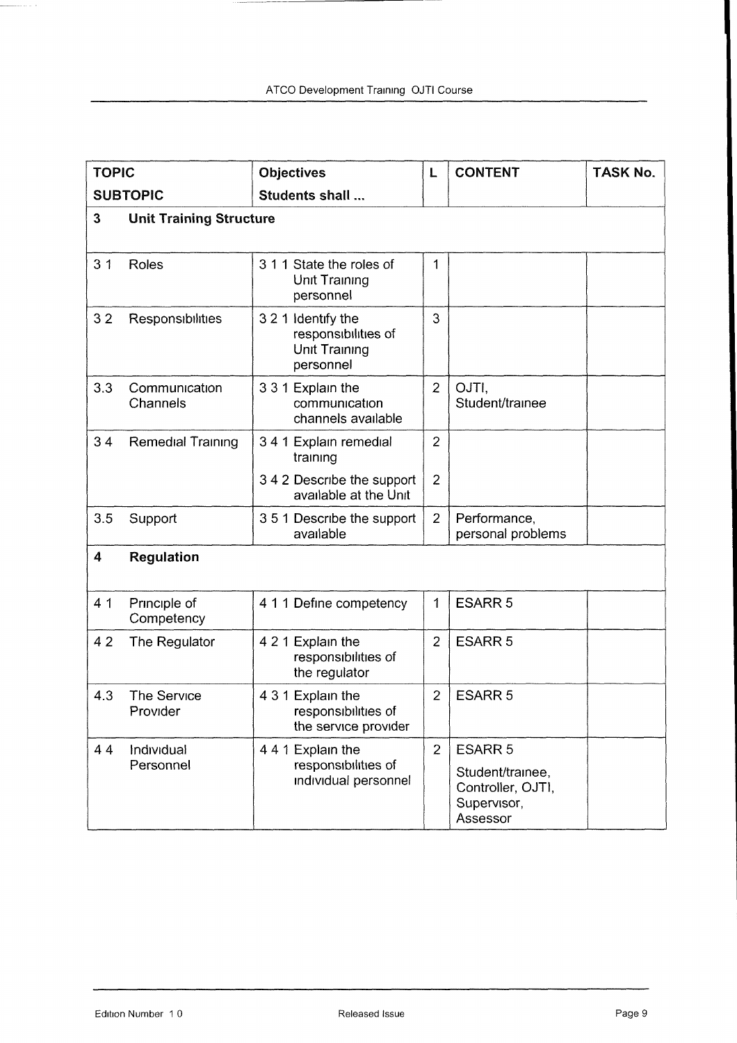| TOPIC<br>SUBTOPIC | Objectives<br>Students shall ... | L | CONTENT | TASK No. |
|---|---|---|---|---|
| **3 Unit Training Structure** | | | | |
| 3 1 Roles | 3 1 1 State the roles of Unit Training personnel | 1 | | |
| 3 2 Responsibilities | 3 2 1 Identify the responsibilities of Unit Training personnel | 3 | | |
| 3.3 Communication Channels | 3 3 1 Explain the communication channels available | 2 | OJTI, Student/trainee | |
| 3 4 Remedial Training | 3 4 1 Explain remedial training | 2 | | |
| | 3 4 2 Describe the support available at the Unit | 2 | | |
| 3.5 Support | 3 5 1 Describe the support available | 2 | Performance, personal problems | |
| **4 Regulation** | | | | |
| 4 1 Principle of Competency | 4 1 1 Define competency | 1 | ESARR 5 | |
| 4 2 The Regulator | 4 2 1 Explain the responsibilities of the regulator | 2 | ESARR 5 | |
| 4.3 The Service Provider | 4 3 1 Explain the responsibilities of the service provider | 2 | ESARR 5 | |
| 4 4 Individual Personnel | 4 4 1 Explain the responsibilities of individual personnel | 2 | ESARR 5<br>Student/trainee, Controller, OJTI, Supervisor, Assessor | |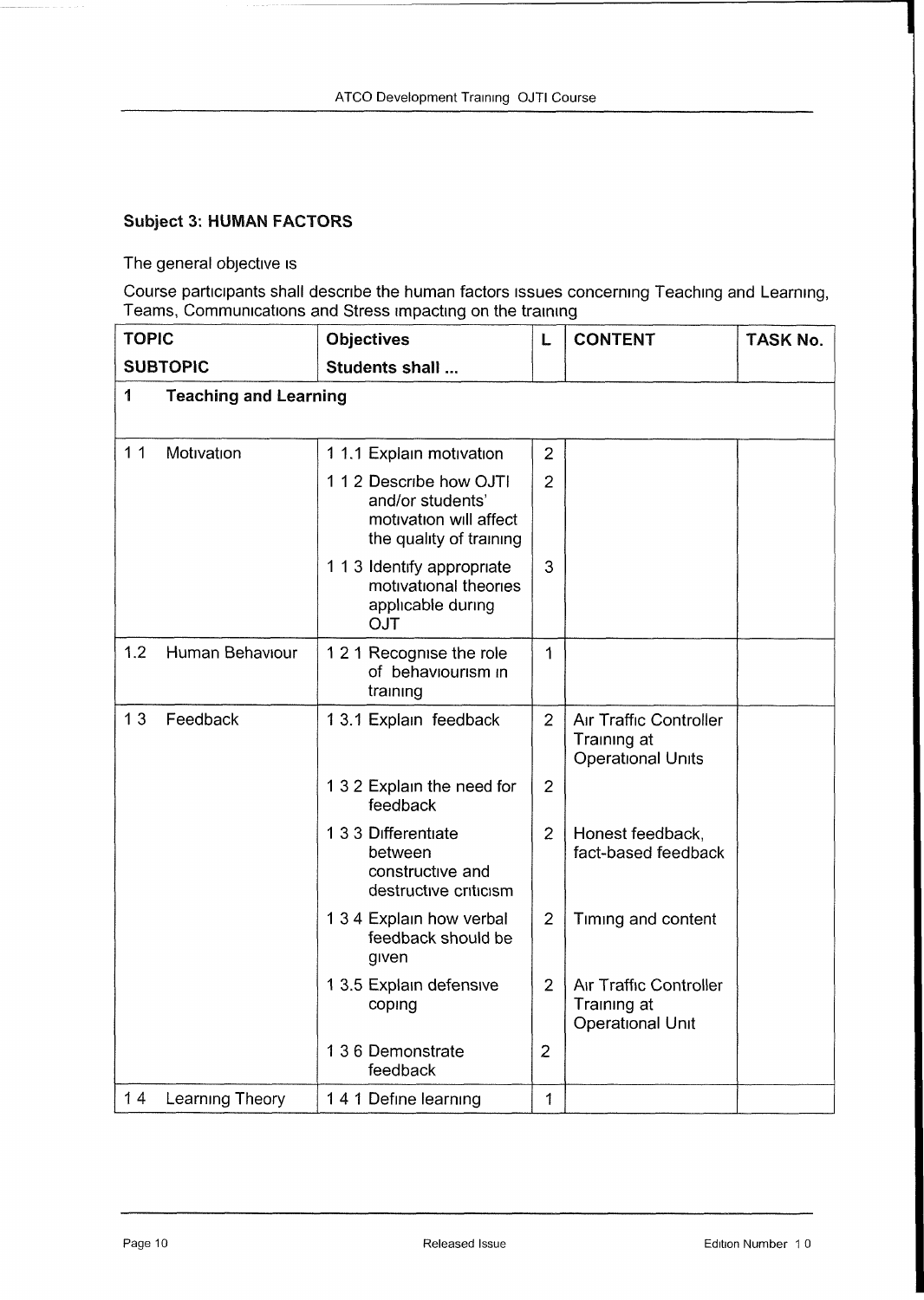**Subject 3: HUMAN FACTORS**

The general objective is

Course participants shall describe the human factors issues concerning Teaching and Learning, Teams, Communications and Stress impacting on the training

| TOPIC<br>SUBTOPIC | Objectives<br>Students shall ... | L | CONTENT | TASK No. |
|---|---|---|---|---|
| **1 Teaching and Learning** | | | | |
| 1 1 Motivation | 1 1.1 Explain motivation | 2 | | |
| | 1 1 2 Describe how OJTI and/or students' motivation will affect the quality of training | 2 | | |
| | 1 1 3 Identify appropriate motivational theories applicable during OJT | 3 | | |
| 1.2 Human Behaviour | 1 2 1 Recognise the role of behaviourism in training | 1 | | |
| 1 3 Feedback | 1 3.1 Explain feedback | 2 | Air Traffic Controller Training at Operational Units | |
| | 1 3 2 Explain the need for feedback | 2 | | |
| | 1 3 3 Differentiate between constructive and destructive criticism | 2 | Honest feedback, fact-based feedback | |
| | 1 3 4 Explain how verbal feedback should be given | 2 | Timing and content | |
| | 1 3.5 Explain defensive coping | 2 | Air Traffic Controller Training at Operational Unit | |
| | 1 3 6 Demonstrate feedback | 2 | | |
| 1 4 Learning Theory | 1 4 1 Define learning | 1 | | |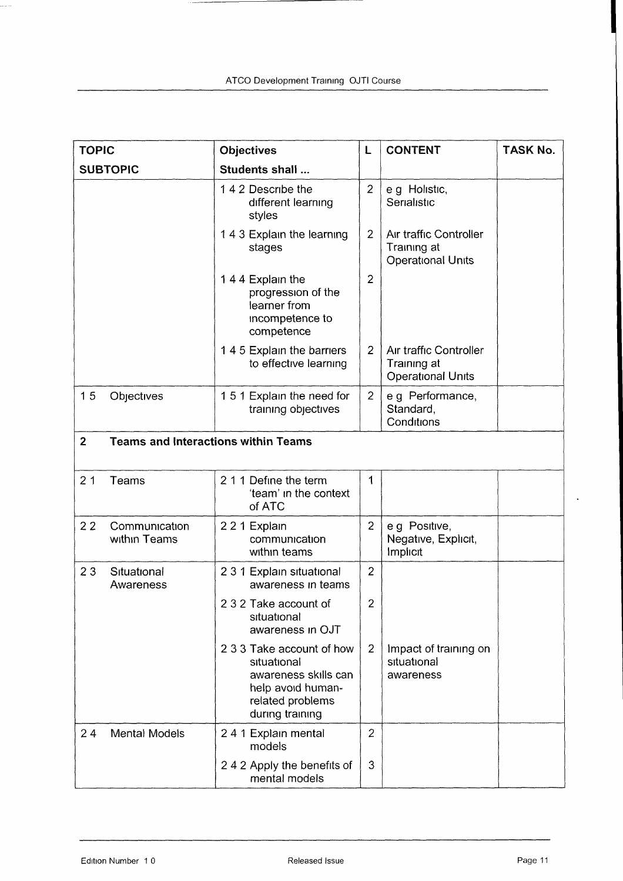| TOPIC<br>SUBTOPIC | Objectives<br>Students shall ... | L | CONTENT | TASK No. |
|---|---|---|---|---|
| | 1 4 2 Describe the different learning styles | 2 | e g Holistic, Serialistic | |
| | 1 4 3 Explain the learning stages | 2 | Air traffic Controller Training at Operational Units | |
| | 1 4 4 Explain the progression of the learner from incompetence to competence | 2 | | |
| | 1 4 5 Explain the barriers to effective learning | 2 | Air traffic Controller Training at Operational Units | |
| 1 5 Objectives | 1 5 1 Explain the need for training objectives | 2 | e g Performance, Standard, Conditions | |
| **2 Teams and Interactions within Teams** | | | | |
| 2 1 Teams | 2 1 1 Define the term 'team' in the context of ATC | 1 | | |
| 2 2 Communication within Teams | 2 2 1 Explain communication within teams | 2 | e g Positive, Negative, Explicit, Implicit | |
| 2 3 Situational Awareness | 2 3 1 Explain situational awareness in teams | 2 | | |
| | 2 3 2 Take account of situational awareness in OJT | 2 | | |
| | 2 3 3 Take account of how situational awareness skills can help avoid human-related problems during training | 2 | Impact of training on situational awareness | |
| 2 4 Mental Models | 2 4 1 Explain mental models | 2 | | |
| | 2 4 2 Apply the benefits of mental models | 3 | | |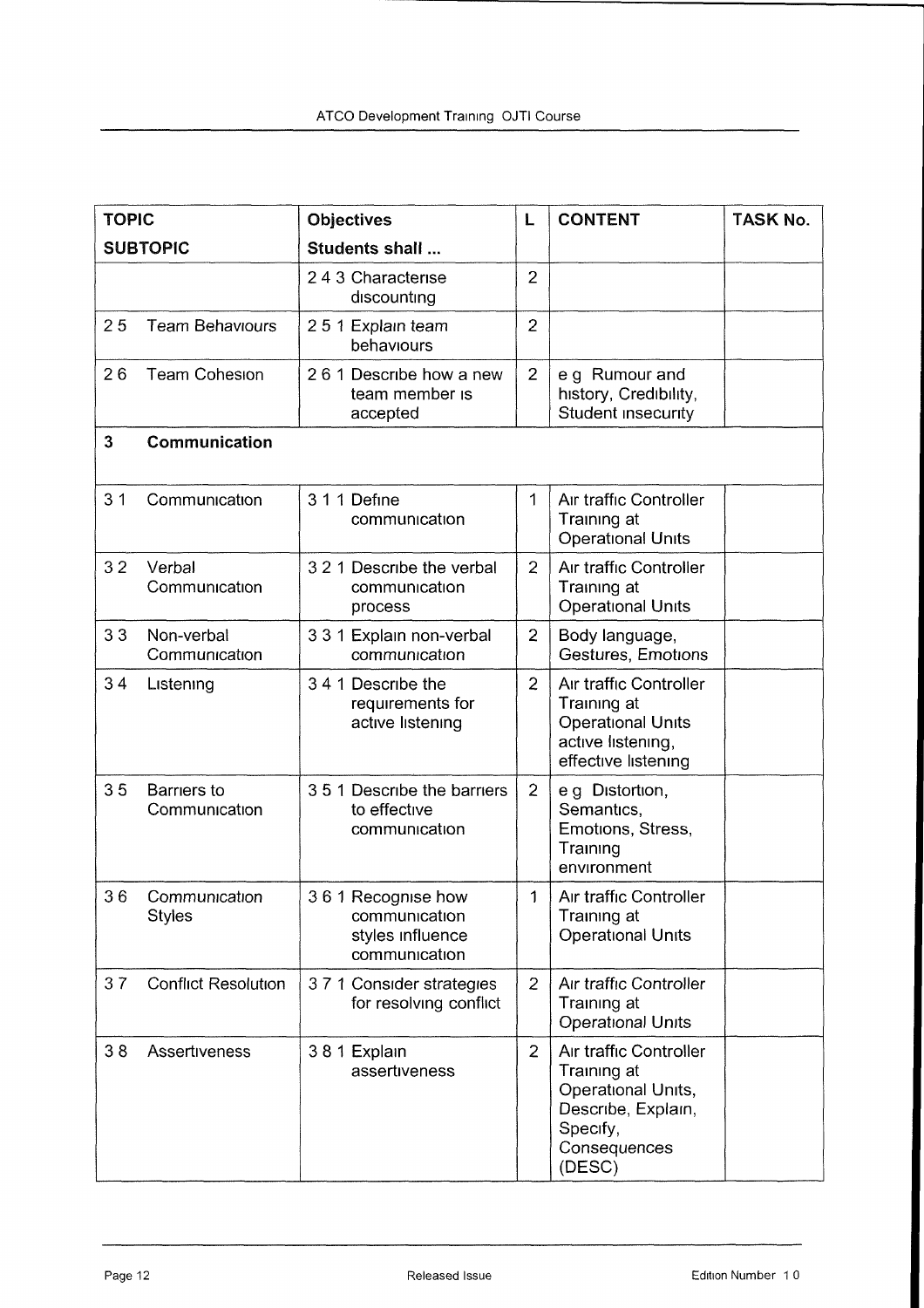| TOPIC<br>SUBTOPIC | Objectives<br>Students shall ... | L | CONTENT | TASK No. |
|---|---|---|---|---|
| | 2 4 3 Characterise discounting | 2 | | |
| 2 5 Team Behaviours | 2 5 1 Explain team behaviours | 2 | | |
| 2 6 Team Cohesion | 2 6 1 Describe how a new team member is accepted | 2 | e g Rumour and history, Credibility, Student insecurity | |
| **3 Communication** | | | | |
| 3 1 Communication | 3 1 1 Define communication | 1 | Air traffic Controller Training at Operational Units | |
| 3 2 Verbal Communication | 3 2 1 Describe the verbal communication process | 2 | Air traffic Controller Training at Operational Units | |
| 3 3 Non-verbal Communication | 3 3 1 Explain non-verbal communication | 2 | Body language, Gestures, Emotions | |
| 3 4 Listening | 3 4 1 Describe the requirements for active listening | 2 | Air traffic Controller Training at Operational Units active listening, effective listening | |
| 3 5 Barriers to Communication | 3 5 1 Describe the barriers to effective communication | 2 | e g Distortion, Semantics, Emotions, Stress, Training environment | |
| 3 6 Communication Styles | 3 6 1 Recognise how communication styles influence communication | 1 | Air traffic Controller Training at Operational Units | |
| 3 7 Conflict Resolution | 3 7 1 Consider strategies for resolving conflict | 2 | Air traffic Controller Training at Operational Units | |
| 3 8 Assertiveness | 3 8 1 Explain assertiveness | 2 | Air traffic Controller Training at Operational Units, Describe, Explain, Specify, Consequences (DESC) | |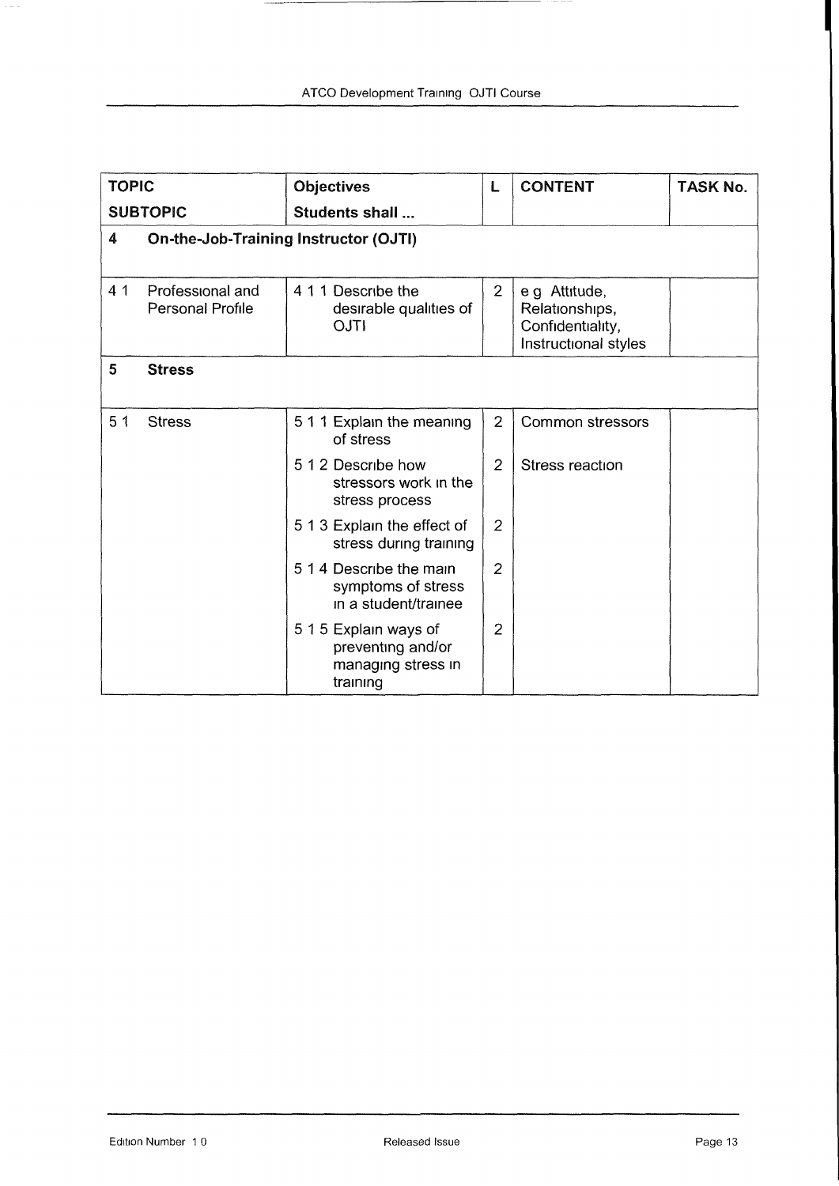| TOPIC<br>SUBTOPIC | Objectives<br>Students shall ... | L | CONTENT | TASK No. |
|---|---|---|---|---|
| **4 On-the-Job-Training Instructor (OJTI)** | | | | |
| 4 1 Professional and Personal Profile | 4 1 1 Describe the desirable qualities of OJTI | 2 | e g Attitude, Relationships, Confidentiality, Instructional styles | |
| **5 Stress** | | | | |
| 5 1 Stress | 5 1 1 Explain the meaning of stress | 2 | Common stressors | |
| | 5 1 2 Describe how stressors work in the stress process | 2 | Stress reaction | |
| | 5 1 3 Explain the effect of stress during training | 2 | | |
| | 5 1 4 Describe the main symptoms of stress in a student/trainee | 2 | | |
| | 5 1 5 Explain ways of preventing and/or managing stress in training | 2 | | |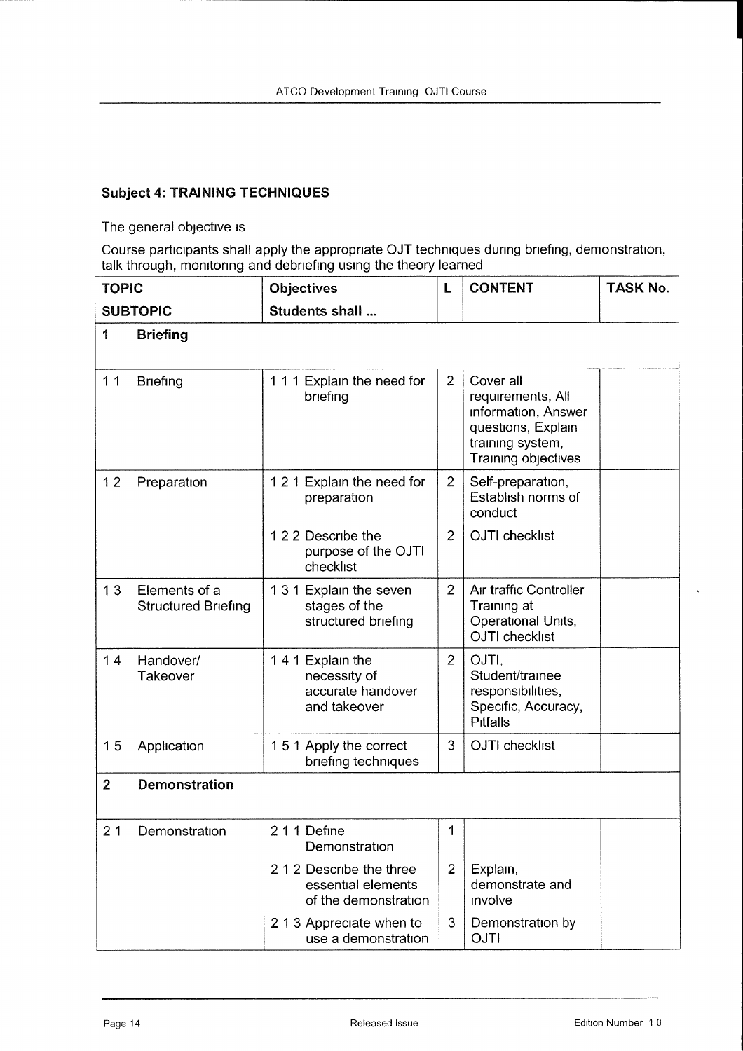## Subject 4: TRAINING TECHNIQUES

The general objective is

Course participants shall apply the appropriate OJT techniques during briefing, demonstration, talk through, monitoring and debriefing using the theory learned

| TOPIC<br>SUBTOPIC | Objectives<br>Students shall ... | L | CONTENT | TASK No. |
|---|---|---|---|---|
| **1 Briefing** | | | | |
| 1 1 Briefing | 1 1 1 Explain the need for briefing | 2 | Cover all requirements, All information, Answer questions, Explain training system, Training objectives | |
| 1 2 Preparation | 1 2 1 Explain the need for preparation | 2 | Self-preparation, Establish norms of conduct | |
| | 1 2 2 Describe the purpose of the OJTI checklist | 2 | OJTI checklist | |
| 1 3 Elements of a Structured Briefing | 1 3 1 Explain the seven stages of the structured briefing | 2 | Air traffic Controller Training at Operational Units, OJTI checklist | |
| 1 4 Handover/ Takeover | 1 4 1 Explain the necessity of accurate handover and takeover | 2 | OJTI, Student/trainee responsibilities, Specific, Accuracy, Pitfalls | |
| 1 5 Application | 1 5 1 Apply the correct briefing techniques | 3 | OJTI checklist | |
| **2 Demonstration** | | | | |
| 2 1 Demonstration | 2 1 1 Define Demonstration | 1 | | |
| | 2 1 2 Describe the three essential elements of the demonstration | 2 | Explain, demonstrate and involve | |
| | 2 1 3 Appreciate when to use a demonstration | 3 | Demonstration by OJTI | |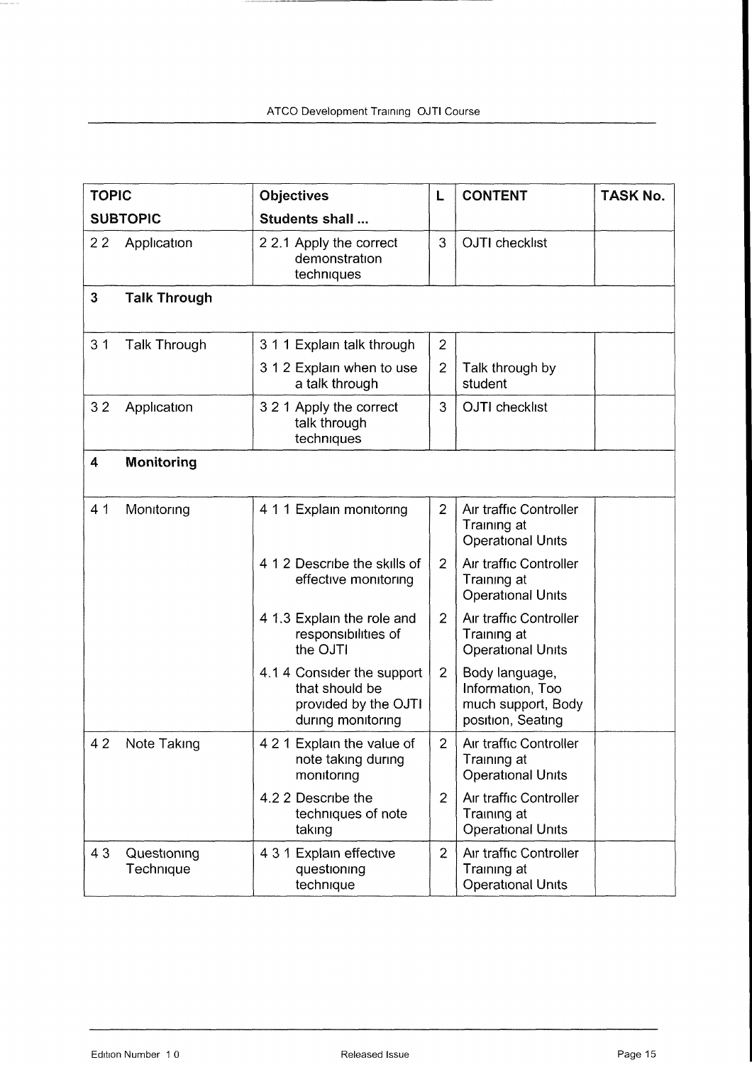| TOPIC<br>SUBTOPIC | Objectives<br>Students shall ... | L | CONTENT | TASK No. |
|---|---|---|---|---|
| 2 2 Application | 2 2.1 Apply the correct demonstration techniques | 3 | OJTI checklist | |
| **3 Talk Through** | | | | |
| 3 1 Talk Through | 3 1 1 Explain talk through | 2 | | |
| | 3 1 2 Explain when to use a talk through | 2 | Talk through by student | |
| 3 2 Application | 3 2 1 Apply the correct talk through techniques | 3 | OJTI checklist | |
| **4 Monitoring** | | | | |
| 4 1 Monitoring | 4 1 1 Explain monitoring | 2 | Air traffic Controller Training at Operational Units | |
| | 4 1 2 Describe the skills of effective monitoring | 2 | Air traffic Controller Training at Operational Units | |
| | 4 1.3 Explain the role and responsibilities of the OJTI | 2 | Air traffic Controller Training at Operational Units | |
| | 4.1 4 Consider the support that should be provided by the OJTI during monitoring | 2 | Body language, Information, Too much support, Body position, Seating | |
| 4 2 Note Taking | 4 2 1 Explain the value of note taking during monitoring | 2 | Air traffic Controller Training at Operational Units | |
| | 4.2 2 Describe the techniques of note taking | 2 | Air traffic Controller Training at Operational Units | |
| 4 3 Questioning Technique | 4 3 1 Explain effective questioning technique | 2 | Air traffic Controller Training at Operational Units | |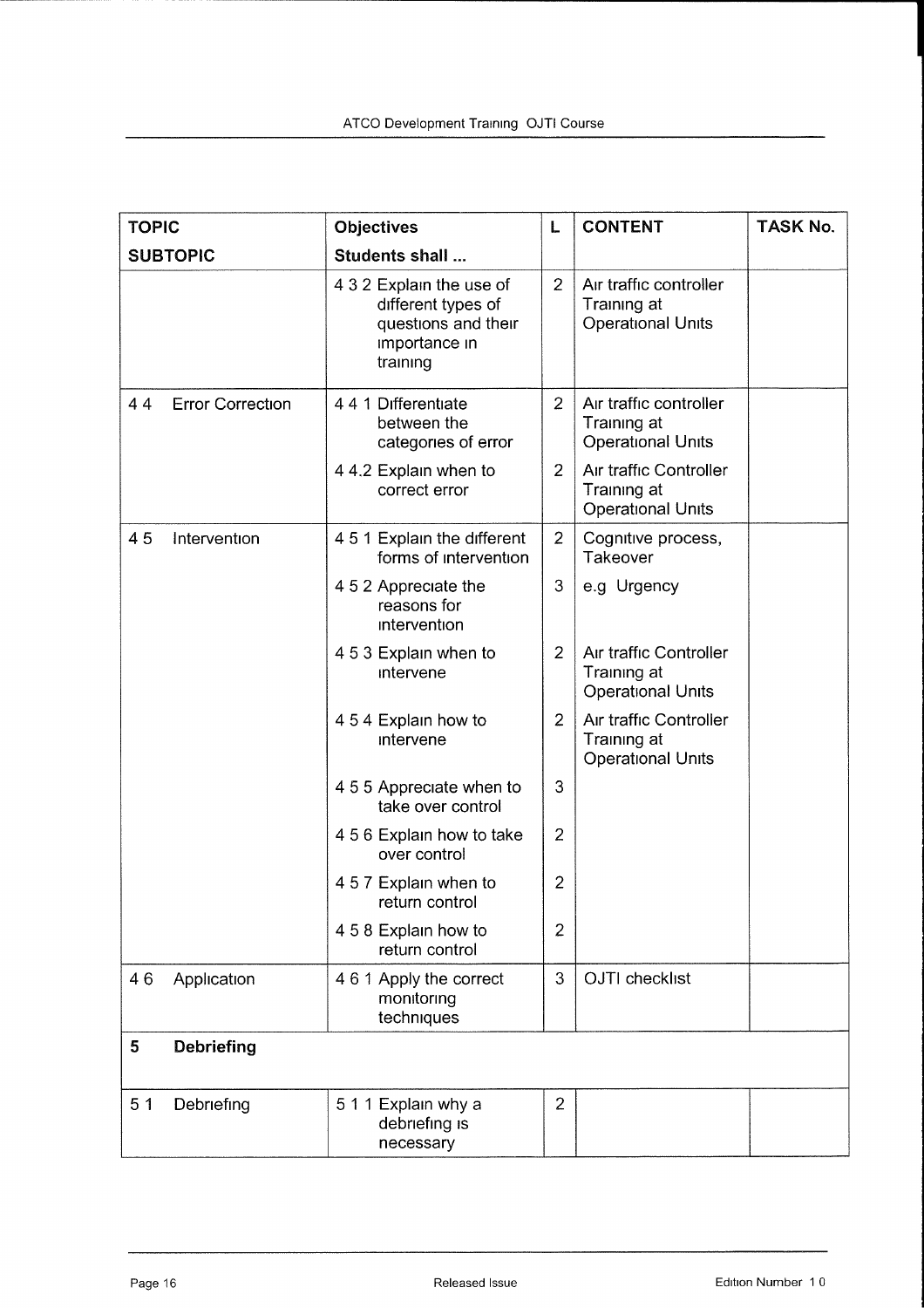| TOPIC<br>SUBTOPIC | Objectives<br>Students shall ... | L | CONTENT | TASK No. |
|---|---|---|---|---|
| | 4 3 2 Explain the use of different types of questions and their importance in training | 2 | Air traffic controller Training at Operational Units | |
| 4 4 Error Correction | 4 4 1 Differentiate between the categories of error | 2 | Air traffic controller Training at Operational Units | |
| | 4 4.2 Explain when to correct error | 2 | Air traffic Controller Training at Operational Units | |
| 4 5 Intervention | 4 5 1 Explain the different forms of intervention | 2 | Cognitive process, Takeover | |
| | 4 5 2 Appreciate the reasons for intervention | 3 | e.g Urgency | |
| | 4 5 3 Explain when to intervene | 2 | Air traffic Controller Training at Operational Units | |
| | 4 5 4 Explain how to intervene | 2 | Air traffic Controller Training at Operational Units | |
| | 4 5 5 Appreciate when to take over control | 3 | | |
| | 4 5 6 Explain how to take over control | 2 | | |
| | 4 5 7 Explain when to return control | 2 | | |
| | 4 5 8 Explain how to return control | 2 | | |
| 4 6 Application | 4 6 1 Apply the correct monitoring techniques | 3 | OJTI checklist | |
| **5 Debriefing** | | | | |
| 5 1 Debriefing | 5 1 1 Explain why a debriefing is necessary | 2 | | |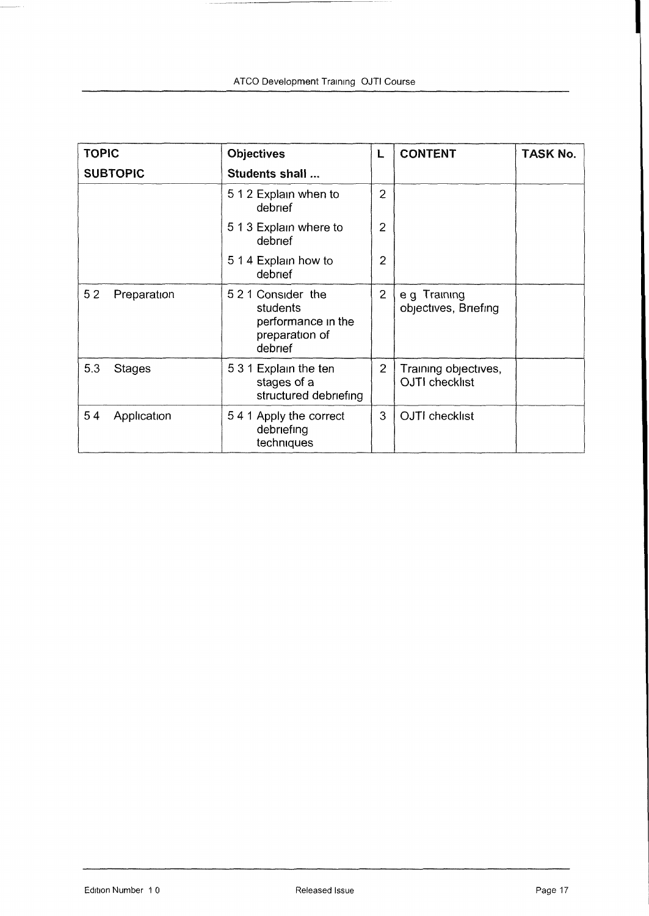| TOPIC<br>SUBTOPIC | Objectives<br>Students shall ... | L | CONTENT | TASK No. |
|---|---|---|---|---|
| | 5 1 2 Explain when to debrief | 2 | | |
| | 5 1 3 Explain where to debrief | 2 | | |
| | 5 1 4 Explain how to debrief | 2 | | |
| 5 2 Preparation | 5 2 1 Consider the students performance in the preparation of debrief | 2 | e g Training objectives, Briefing | |
| 5.3 Stages | 5 3 1 Explain the ten stages of a structured debriefing | 2 | Training objectives, OJTI checklist | |
| 5 4 Application | 5 4 1 Apply the correct debriefing techniques | 3 | OJTI checklist | |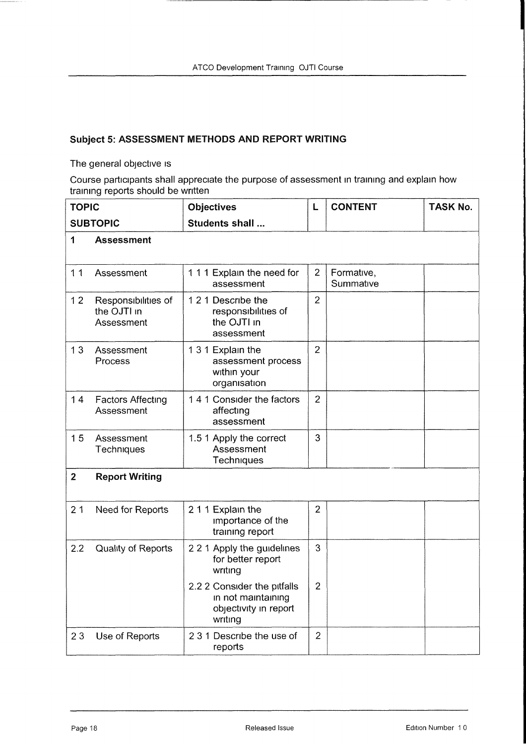## Subject 5: ASSESSMENT METHODS AND REPORT WRITING

The general objective is

Course participants shall appreciate the purpose of assessment in training and explain how training reports should be written

| TOPIC<br>SUBTOPIC | Objectives<br>Students shall ... | L | CONTENT | TASK No. |
|---|---|---|---|---|
| **1 Assessment** | | | | |
| 1 1 Assessment | 1 1 1 Explain the need for assessment | 2 | Formative, Summative | |
| 1 2 Responsibilities of the OJTI in Assessment | 1 2 1 Describe the responsibilities of the OJTI in assessment | 2 | | |
| 1 3 Assessment Process | 1 3 1 Explain the assessment process within your organisation | 2 | | |
| 1 4 Factors Affecting Assessment | 1 4 1 Consider the factors affecting assessment | 2 | | |
| 1 5 Assessment Techniques | 1.5 1 Apply the correct Assessment Techniques | 3 | | |
| **2 Report Writing** | | | | |
| 2 1 Need for Reports | 2 1 1 Explain the importance of the training report | 2 | | |
| 2.2 Quality of Reports | 2 2 1 Apply the guidelines for better report writing | 3 | | |
| | 2.2 2 Consider the pitfalls in not maintaining objectivity in report writing | 2 | | |
| 2 3 Use of Reports | 2 3 1 Describe the use of reports | 2 | | |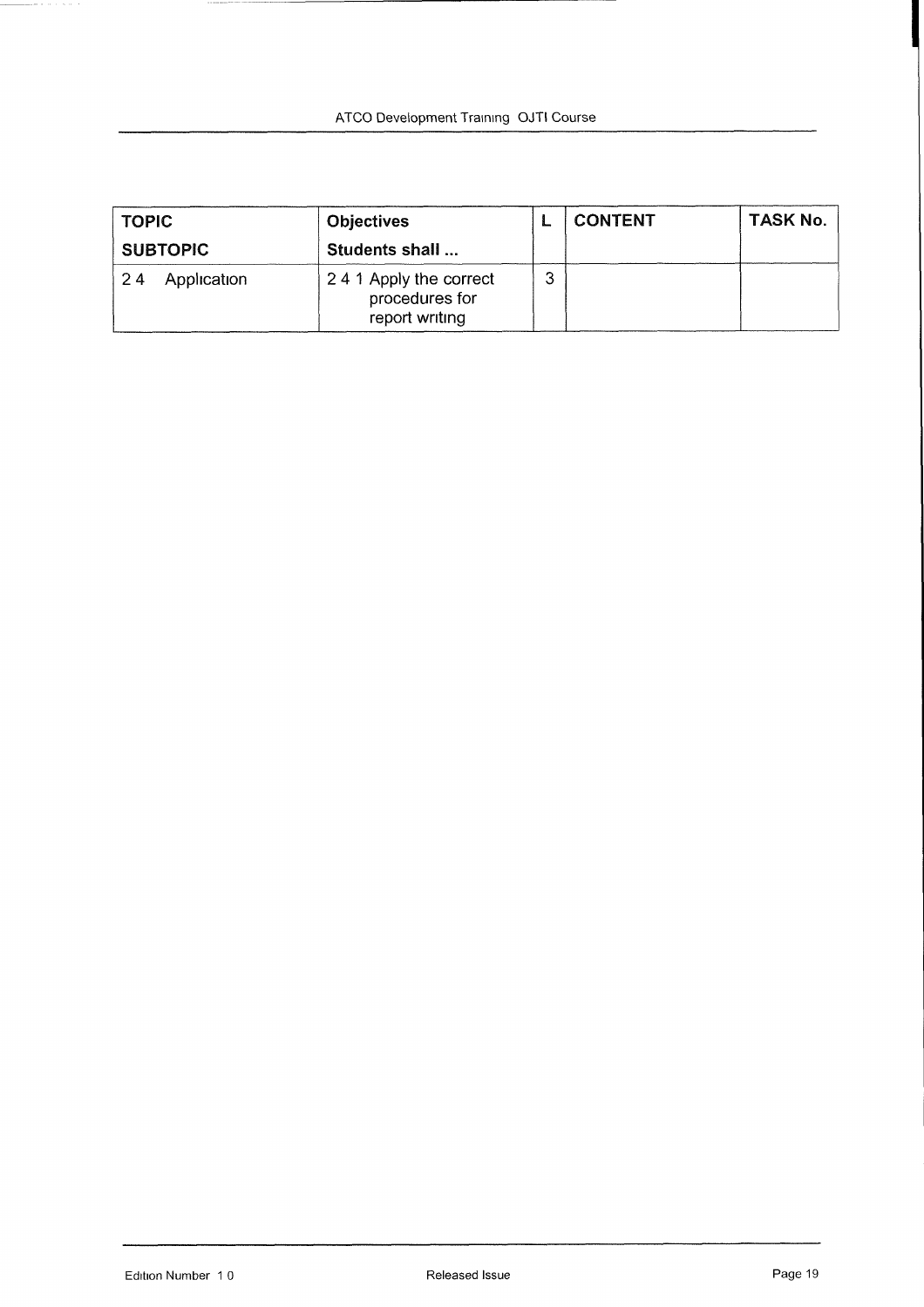| TOPIC<br>SUBTOPIC | Objectives<br>Students shall ... | L | CONTENT | TASK No. |
|---|---|---|---|---|
| 2 4 Application | 2 4 1 Apply the correct procedures for report writing | 3 | | |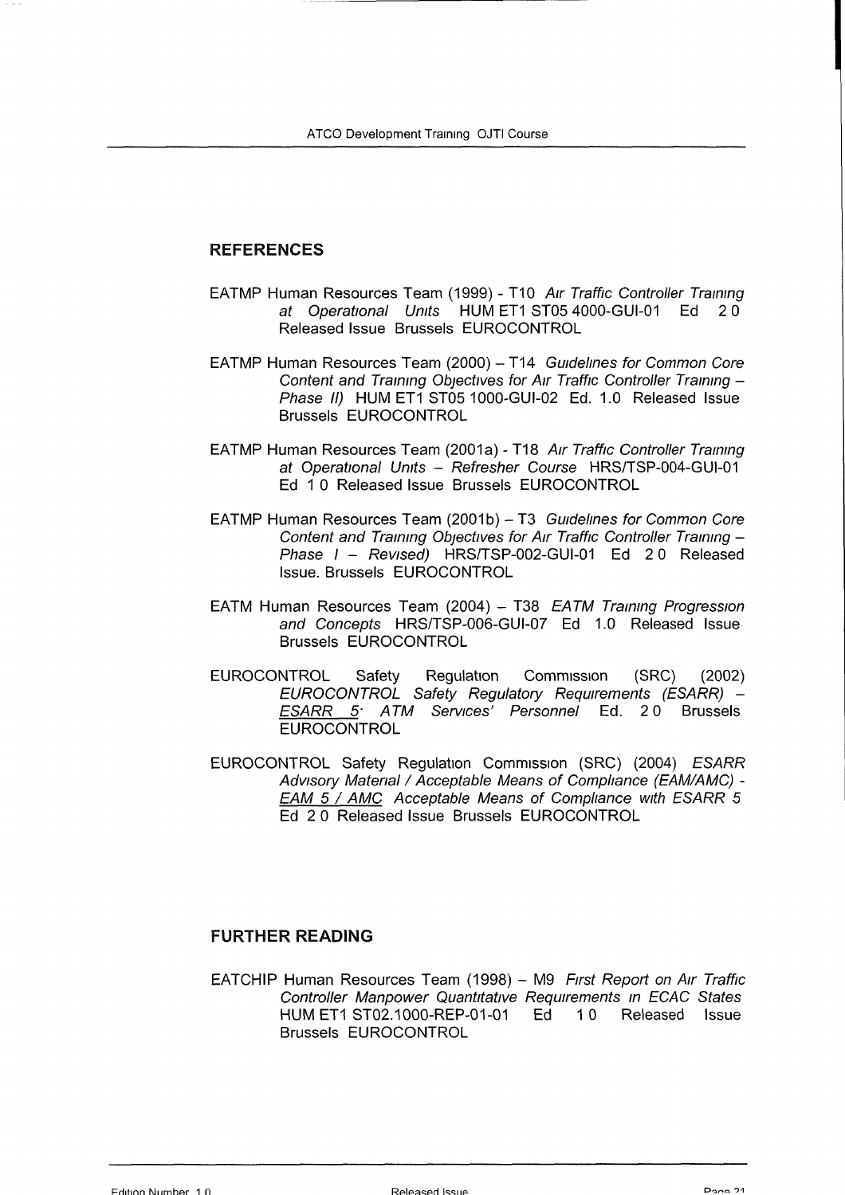## REFERENCES

EATMP Human Resources Team (1999) - T10 *Air Traffic Controller Training at Operational Units* HUM ET1 ST05 4000-GUI-01 Ed 2 0 Released Issue Brussels EUROCONTROL

EATMP Human Resources Team (2000) – T14 *Guidelines for Common Core Content and Training Objectives for Air Traffic Controller Training – Phase II)* HUM ET1 ST05 1000-GUI-02 Ed. 1.0 Released Issue Brussels EUROCONTROL

EATMP Human Resources Team (2001a) - T18 *Air Traffic Controller Training at Operational Units – Refresher Course* HRS/TSP-004-GUI-01 Ed 1 0 Released Issue Brussels EUROCONTROL

EATMP Human Resources Team (2001b) – T3 *Guidelines for Common Core Content and Training Objectives for Air Traffic Controller Training – Phase I – Revised)* HRS/TSP-002-GUI-01 Ed 2 0 Released Issue. Brussels EUROCONTROL

EATM Human Resources Team (2004) – T38 *EATM Training Progression and Concepts* HRS/TSP-006-GUI-07 Ed 1.0 Released Issue Brussels EUROCONTROL

EUROCONTROL Safety Regulation Commission (SRC) (2002) *EUROCONTROL Safety Regulatory Requirements (ESARR) – ESARR 5: ATM Services' Personnel* Ed. 2 0 Brussels EUROCONTROL

EUROCONTROL Safety Regulation Commission (SRC) (2004) *ESARR Advisory Material / Acceptable Means of Compliance (EAM/AMC) - EAM 5 / AMC Acceptable Means of Compliance with ESARR 5* Ed 2 0 Released Issue Brussels EUROCONTROL

## FURTHER READING

EATCHIP Human Resources Team (1998) – M9 *First Report on Air Traffic Controller Manpower Quantitative Requirements in ECAC States* HUM ET1 ST02.1000-REP-01-01 Ed 1 0 Released Issue Brussels EUROCONTROL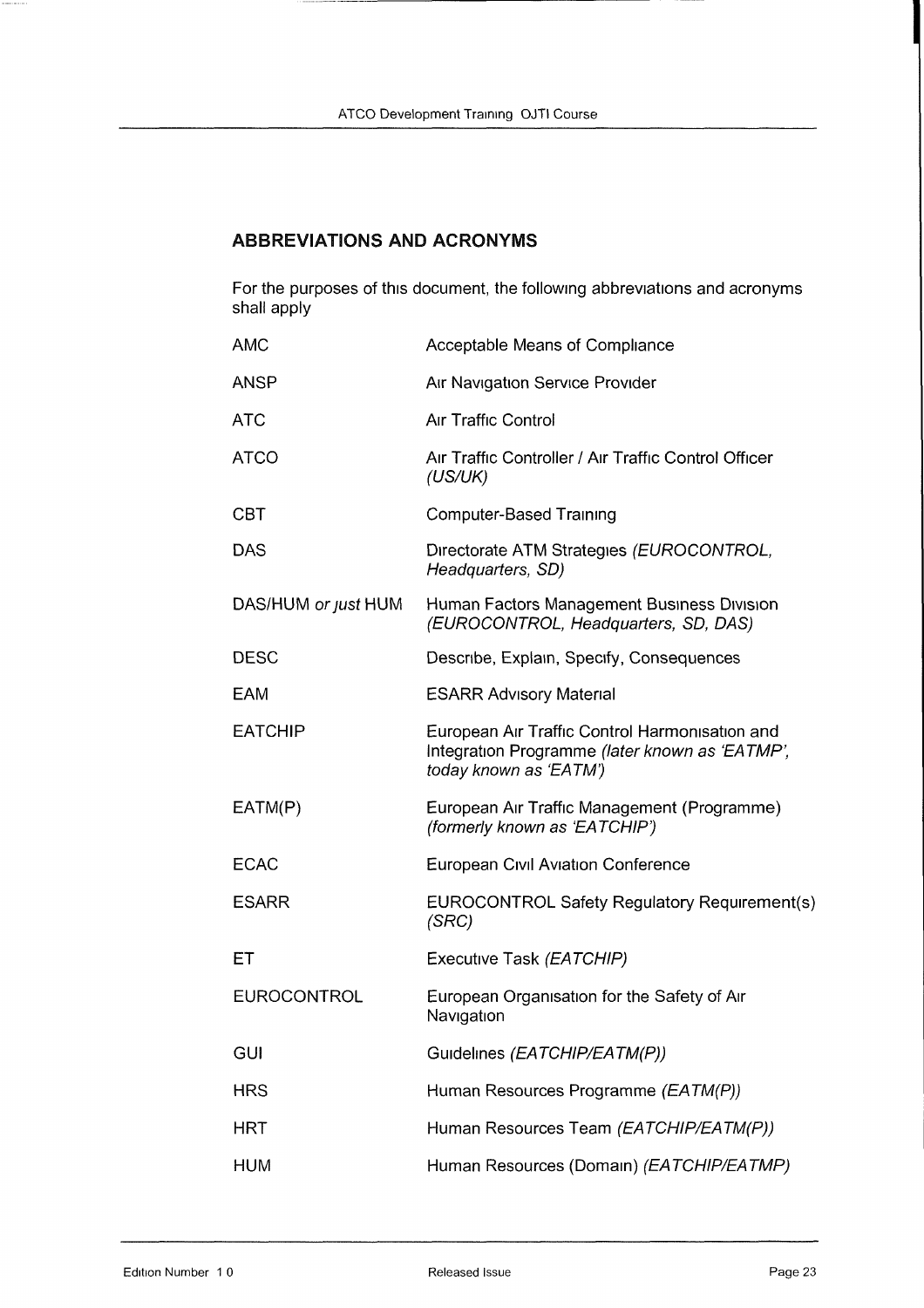## ABBREVIATIONS AND ACRONYMS

For the purposes of this document, the following abbreviations and acronyms shall apply

| | |
|---|---|
| AMC | Acceptable Means of Compliance |
| ANSP | Air Navigation Service Provider |
| ATC | Air Traffic Control |
| ATCO | Air Traffic Controller / Air Traffic Control Officer *(US/UK)* |
| CBT | Computer-Based Training |
| DAS | Directorate ATM Strategies *(EUROCONTROL, Headquarters, SD)* |
| DAS/HUM *or just* HUM | Human Factors Management Business Division *(EUROCONTROL, Headquarters, SD, DAS)* |
| DESC | Describe, Explain, Specify, Consequences |
| EAM | ESARR Advisory Material |
| EATCHIP | European Air Traffic Control Harmonisation and Integration Programme *(later known as 'EATMP', today known as 'EATM')* |
| EATM(P) | European Air Traffic Management (Programme) *(formerly known as 'EATCHIP')* |
| ECAC | European Civil Aviation Conference |
| ESARR | EUROCONTROL Safety Regulatory Requirement(s) *(SRC)* |
| ET | Executive Task *(EATCHIP)* |
| EUROCONTROL | European Organisation for the Safety of Air Navigation |
| GUI | Guidelines *(EATCHIP/EATM(P))* |
| HRS | Human Resources Programme *(EATM(P))* |
| HRT | Human Resources Team *(EATCHIP/EATM(P))* |
| HUM | Human Resources (Domain) *(EATCHIP/EATMP)* |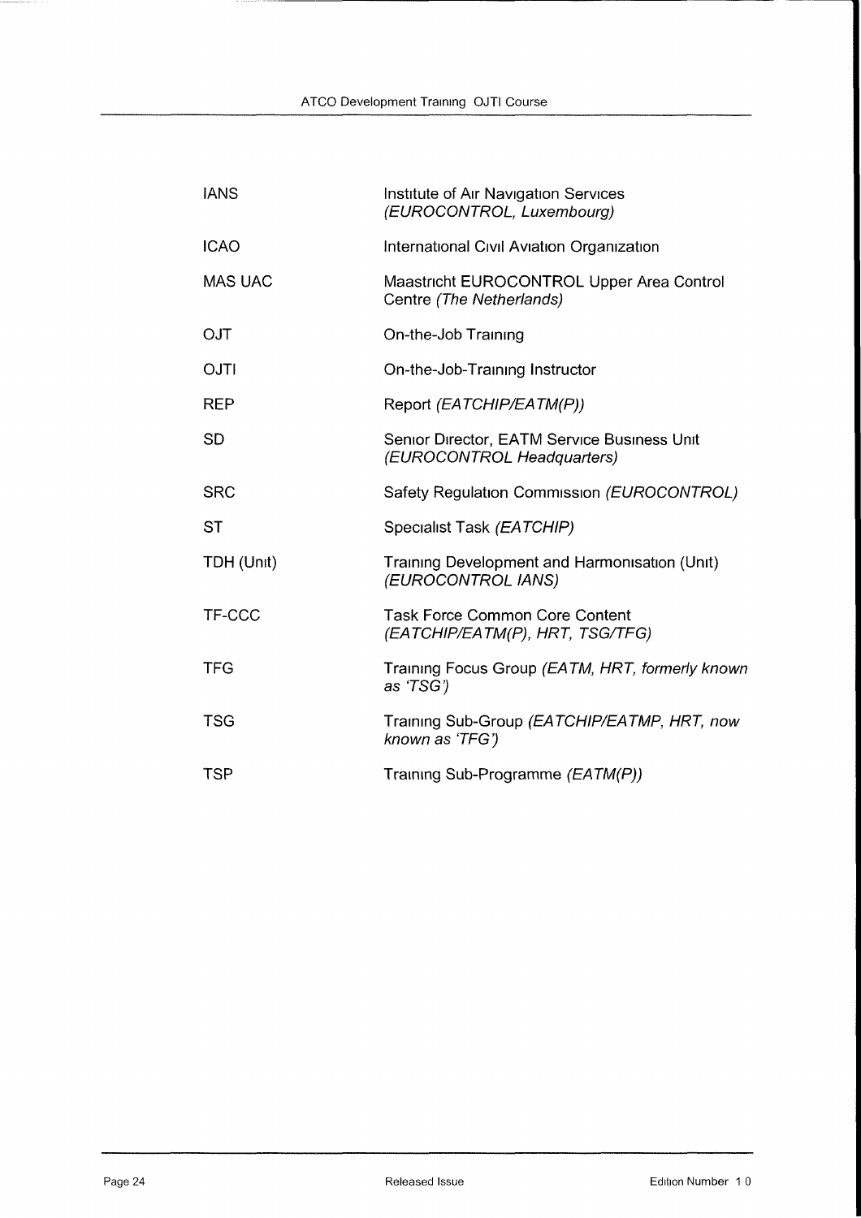| | |
|---|---|
| IANS | Institute of Air Navigation Services *(EUROCONTROL, Luxembourg)* |
| ICAO | International Civil Aviation Organization |
| MAS UAC | Maastricht EUROCONTROL Upper Area Control Centre *(The Netherlands)* |
| OJT | On-the-Job Training |
| OJTI | On-the-Job-Training Instructor |
| REP | Report *(EATCHIP/EATM(P))* |
| SD | Senior Director, EATM Service Business Unit *(EUROCONTROL Headquarters)* |
| SRC | Safety Regulation Commission *(EUROCONTROL)* |
| ST | Specialist Task *(EATCHIP)* |
| TDH (Unit) | Training Development and Harmonisation (Unit) *(EUROCONTROL IANS)* |
| TF-CCC | Task Force Common Core Content *(EATCHIP/EATM(P), HRT, TSG/TFG)* |
| TFG | Training Focus Group *(EATM, HRT, formerly known as 'TSG')* |
| TSG | Training Sub-Group *(EATCHIP/EATMP, HRT, now known as 'TFG')* |
| TSP | Training Sub-Programme *(EATM(P))* |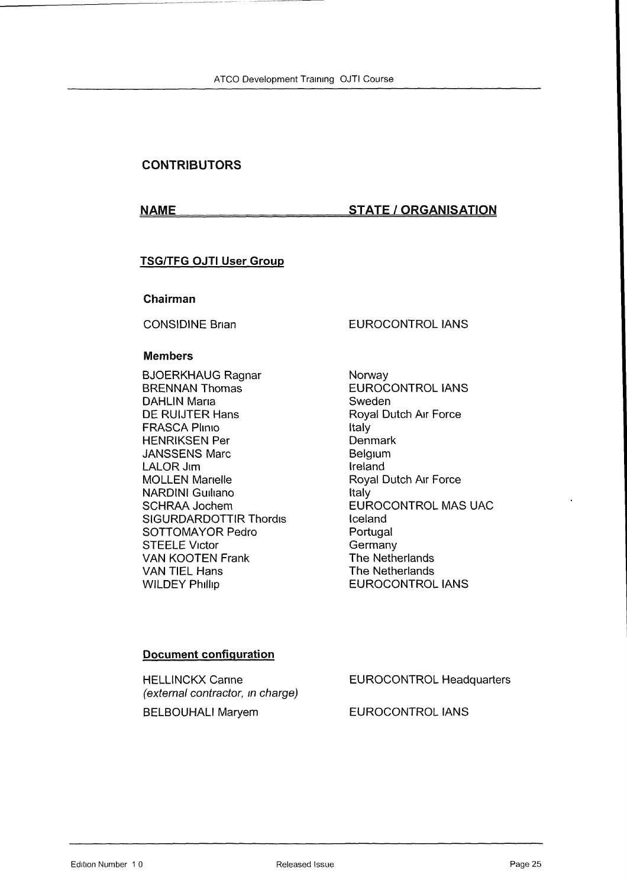## CONTRIBUTORS

| NAME | STATE / ORGANISATION |
| --- | --- |

### TSG/TFG OJTI User Group

**Chairman**

| | |
| --- | --- |
| CONSIDINE Brian | EUROCONTROL IANS |

**Members**

| | |
| --- | --- |
| BJOERKHAUG Ragnar | Norway |
| BRENNAN Thomas | EUROCONTROL IANS |
| DAHLIN Maria | Sweden |
| DE RUIJTER Hans | Royal Dutch Air Force |
| FRASCA Plinio | Italy |
| HENRIKSEN Per | Denmark |
| JANSSENS Marc | Belgium |
| LALOR Jim | Ireland |
| MOLLEN Marielle | Royal Dutch Air Force |
| NARDINI Guiliano | Italy |
| SCHRAA Jochem | EUROCONTROL MAS UAC |
| SIGURDARDOTTIR Thordis | Iceland |
| SOTTOMAYOR Pedro | Portugal |
| STEELE Victor | Germany |
| VAN KOOTEN Frank | The Netherlands |
| VAN TIEL Hans | The Netherlands |
| WILDEY Phillip | EUROCONTROL IANS |

### Document configuration

| | |
| --- | --- |
| HELLINCKX Carine *(external contractor, in charge)* | EUROCONTROL Headquarters |
| BELBOUHALI Maryem | EUROCONTROL IANS |